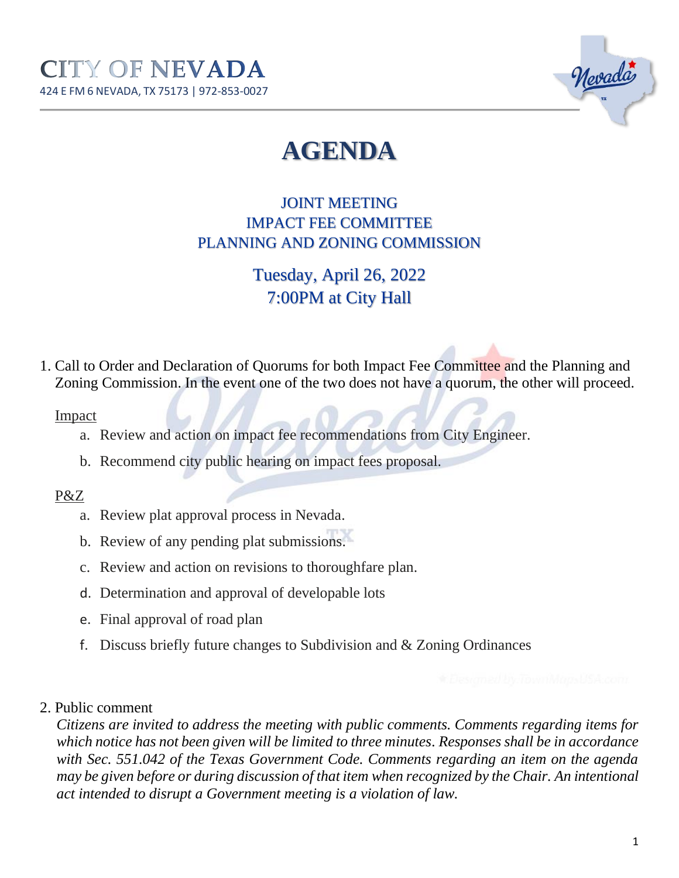# CITY OF NEVADA

424 E FM 6 NEVADA, TX 75173 | 972-853-0027

# AGENDA

## JOINT MEETING
## IMPACT FEE COMMITTEE
## PLANNING AND ZONING COMMISSION

### Tuesday, April 26, 2022
### 7:00PM at City Hall

1. Call to Order and Declaration of Quorums for both Impact Fee Committee and the Planning and Zoning Commission. In the event one of the two does not have a quorum, the other will proceed.

   Impact

   a. Review and action on impact fee recommendations from City Engineer.

   b. Recommend city public hearing on impact fees proposal.

   P&Z

   a. Review plat approval process in Nevada.

   b. Review of any pending plat submissions.

   c. Review and action on revisions to thoroughfare plan.

   d. Determination and approval of developable lots

   e. Final approval of road plan

   f. Discuss briefly future changes to Subdivision and & Zoning Ordinances

2. Public comment

   *Citizens are invited to address the meeting with public comments. Comments regarding items for which notice has not been given will be limited to three minutes. Responses shall be in accordance with Sec. 551.042 of the Texas Government Code. Comments regarding an item on the agenda may be given before or during discussion of that item when recognized by the Chair. An intentional act intended to disrupt a Government meeting is a violation of law.*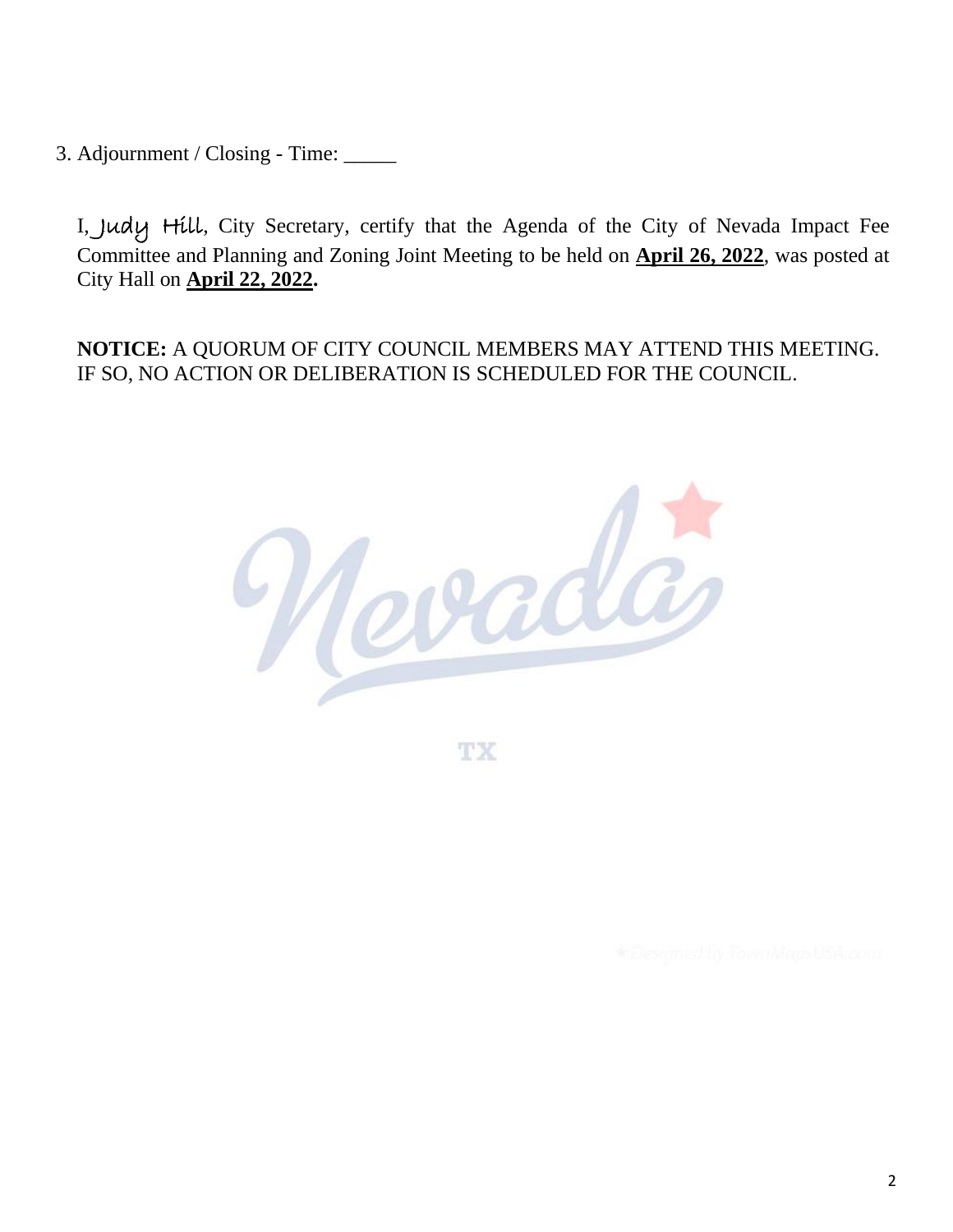3. Adjournment / Closing - Time: _____

I, Judy Hill, City Secretary, certify that the Agenda of the City of Nevada Impact Fee Committee and Planning and Zoning Joint Meeting to be held on **April 26, 2022**, was posted at City Hall on **April 22, 2022.**

**NOTICE:** A QUORUM OF CITY COUNCIL MEMBERS MAY ATTEND THIS MEETING. IF SO, NO ACTION OR DELIBERATION IS SCHEDULED FOR THE COUNCIL.